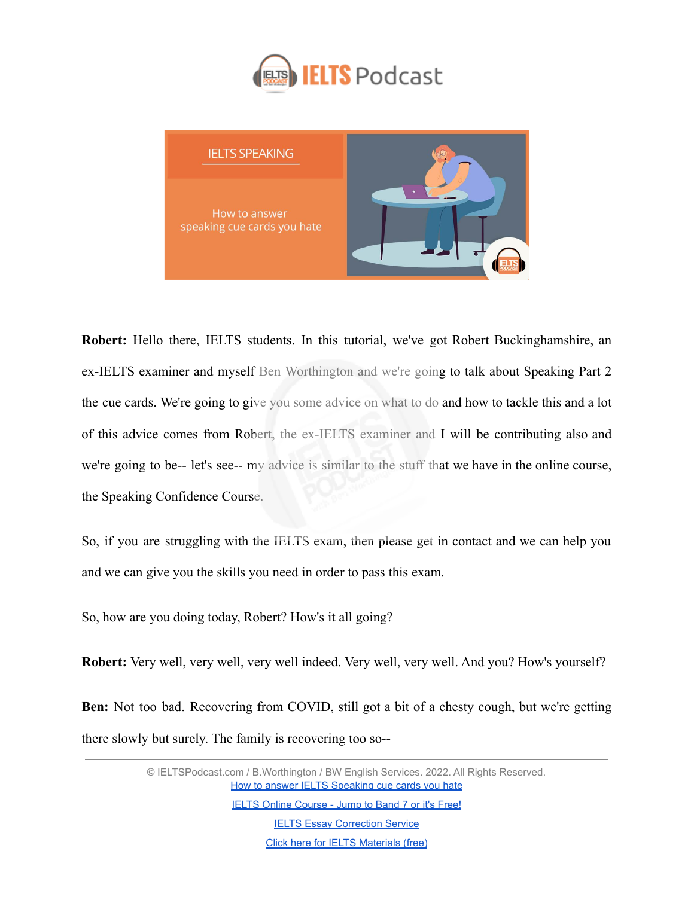**Robert:** Hello there, IELTS students. In this tutorial, we've got Robert Buckinghamshire, an ex-IELTS examiner and myself Ben Worthington and we're going to talk about Speaking Part 2 the cue cards. We're going to give you some advice on what to do and how to tackle this and a lot of this advice comes from Robert, the ex-IELTS examiner and I will be contributing also and we're going to be-- let's see-- my advice is similar to the stuff that we have in the online course, the Speaking Confidence Course.

So, if you are struggling with the IELTS exam, then please get in contact and we can help you and we can give you the skills you need in order to pass this exam.

So, how are you doing today, Robert? How's it all going?

**Robert:** Very well, very well, very well indeed. Very well, very well. And you? How's yourself?

**Ben:** Not too bad. Recovering from COVID, still got a bit of a chesty cough, but we're getting there slowly but surely. The family is recovering too so--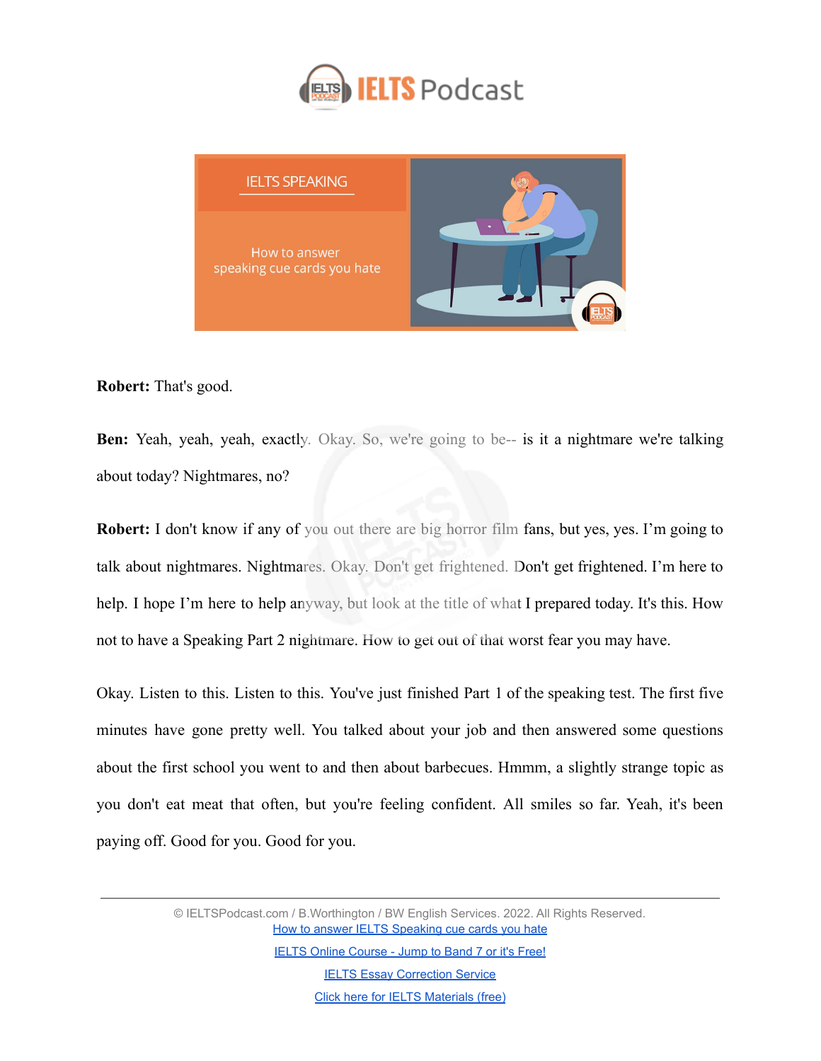**Robert:** That's good.

**Ben:** Yeah, yeah, yeah, exactly. Okay. So, we're going to be-- is it a nightmare we're talking about today? Nightmares, no?

**Robert:** I don't know if any of you out there are big horror film fans, but yes, yes. I'm going to talk about nightmares. Nightmares. Okay. Don't get frightened. Don't get frightened. I'm here to help. I hope I'm here to help anyway, but look at the title of what I prepared today. It's this. How not to have a Speaking Part 2 nightmare. How to get out of that worst fear you may have.

Okay. Listen to this. Listen to this. You've just finished Part 1 of the speaking test. The first five minutes have gone pretty well. You talked about your job and then answered some questions about the first school you went to and then about barbecues. Hmmm, a slightly strange topic as you don't eat meat that often, but you're feeling confident. All smiles so far. Yeah, it's been paying off. Good for you. Good for you.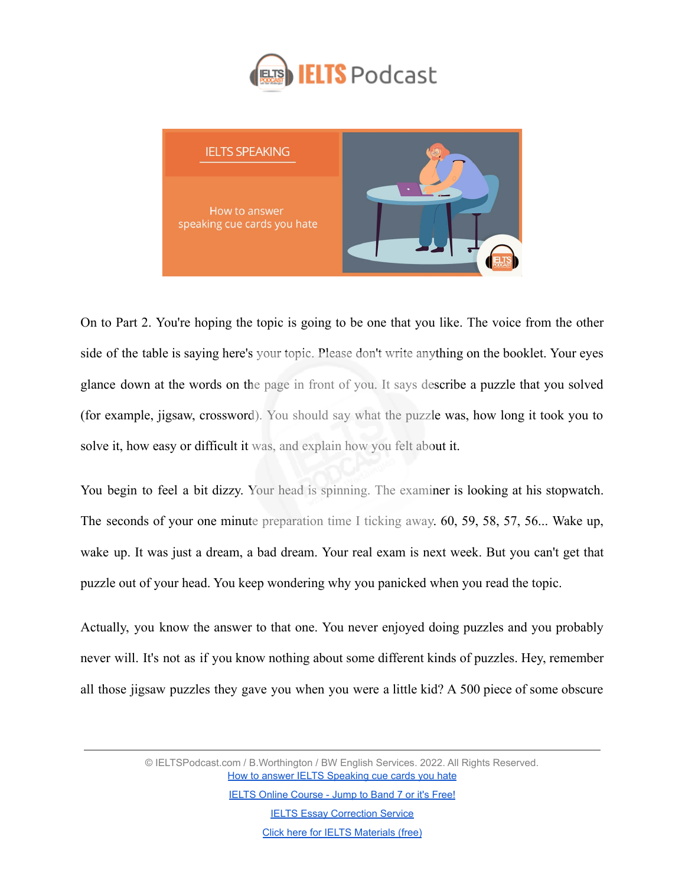On to Part 2. You're hoping the topic is going to be one that you like. The voice from the other side of the table is saying here's your topic. Please don't write anything on the booklet. Your eyes glance down at the words on the page in front of you. It says describe a puzzle that you solved (for example, jigsaw, crossword). You should say what the puzzle was, how long it took you to solve it, how easy or difficult it was, and explain how you felt about it.

You begin to feel a bit dizzy. Your head is spinning. The examiner is looking at his stopwatch. The seconds of your one minute preparation time I ticking away. 60, 59, 58, 57, 56... Wake up, wake up. It was just a dream, a bad dream. Your real exam is next week. But you can't get that puzzle out of your head. You keep wondering why you panicked when you read the topic.

Actually, you know the answer to that one. You never enjoyed doing puzzles and you probably never will. It's not as if you know nothing about some different kinds of puzzles. Hey, remember all those jigsaw puzzles they gave you when you were a little kid? A 500 piece of some obscure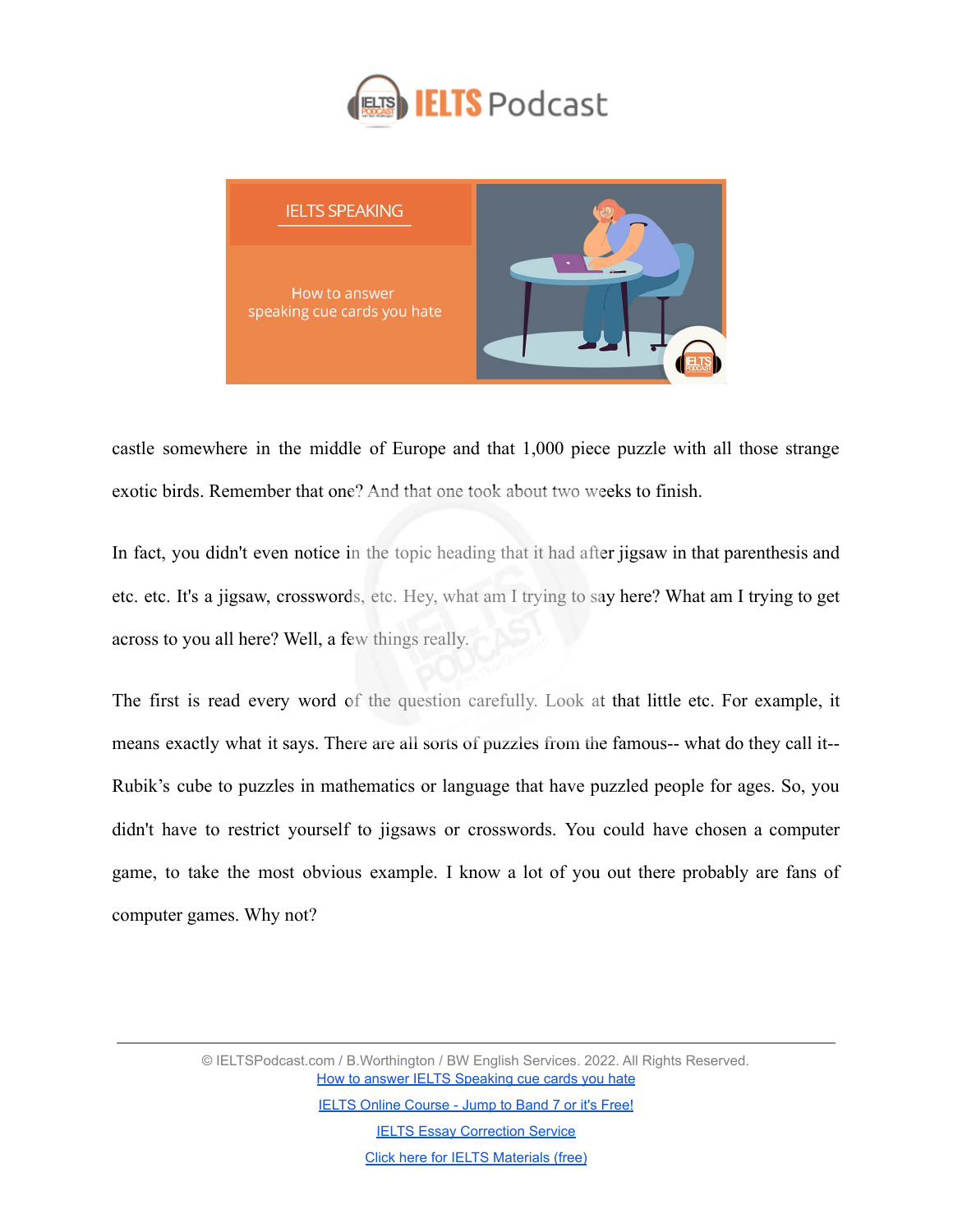castle somewhere in the middle of Europe and that 1,000 piece puzzle with all those strange exotic birds. Remember that one? And that one took about two weeks to finish.

In fact, you didn't even notice in the topic heading that it had after jigsaw in that parenthesis and etc. etc. It's a jigsaw, crosswords, etc. Hey, what am I trying to say here? What am I trying to get across to you all here? Well, a few things really.

The first is read every word of the question carefully. Look at that little etc. For example, it means exactly what it says. There are all sorts of puzzles from the famous-- what do they call it-- Rubik's cube to puzzles in mathematics or language that have puzzled people for ages. So, you didn't have to restrict yourself to jigsaws or crosswords. You could have chosen a computer game, to take the most obvious example. I know a lot of you out there probably are fans of computer games. Why not?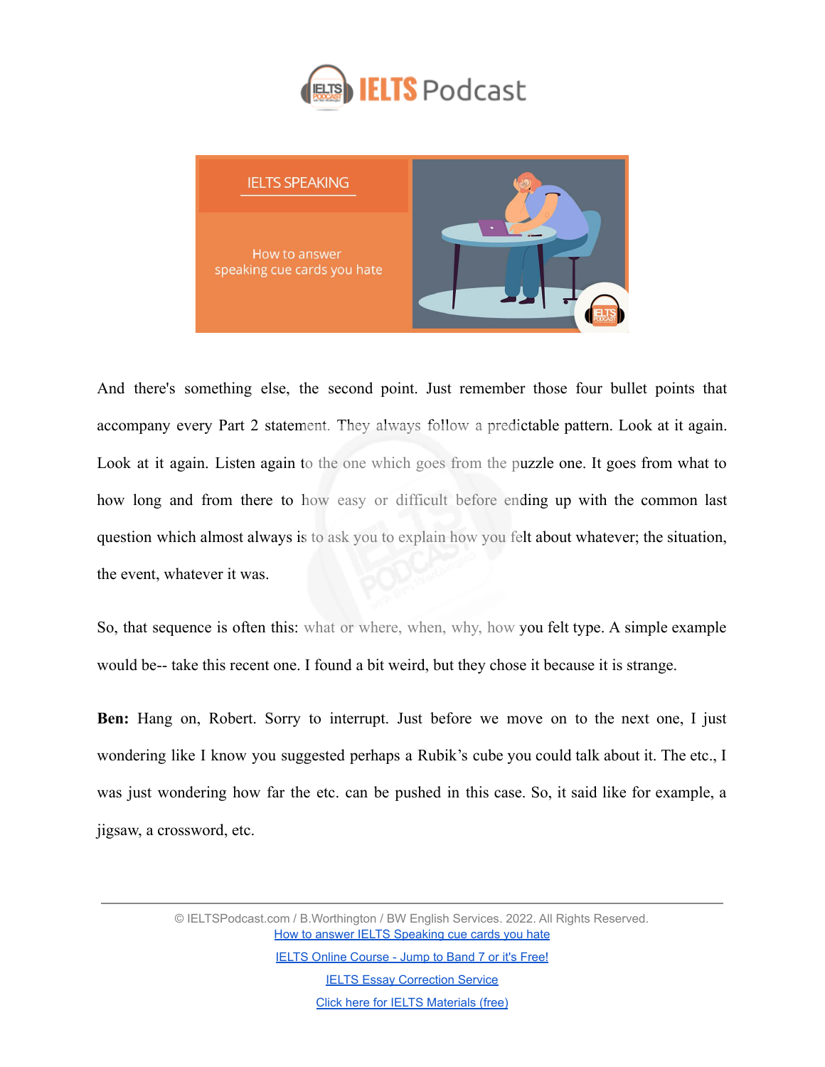And there's something else, the second point. Just remember those four bullet points that accompany every Part 2 statement. They always follow a predictable pattern. Look at it again. Look at it again. Listen again to the one which goes from the puzzle one. It goes from what to how long and from there to how easy or difficult before ending up with the common last question which almost always is to ask you to explain how you felt about whatever; the situation, the event, whatever it was.

So, that sequence is often this: what or where, when, why, how you felt type. A simple example would be-- take this recent one. I found a bit weird, but they chose it because it is strange.

**Ben:** Hang on, Robert. Sorry to interrupt. Just before we move on to the next one, I just wondering like I know you suggested perhaps a Rubik's cube you could talk about it. The etc., I was just wondering how far the etc. can be pushed in this case. So, it said like for example, a jigsaw, a crossword, etc.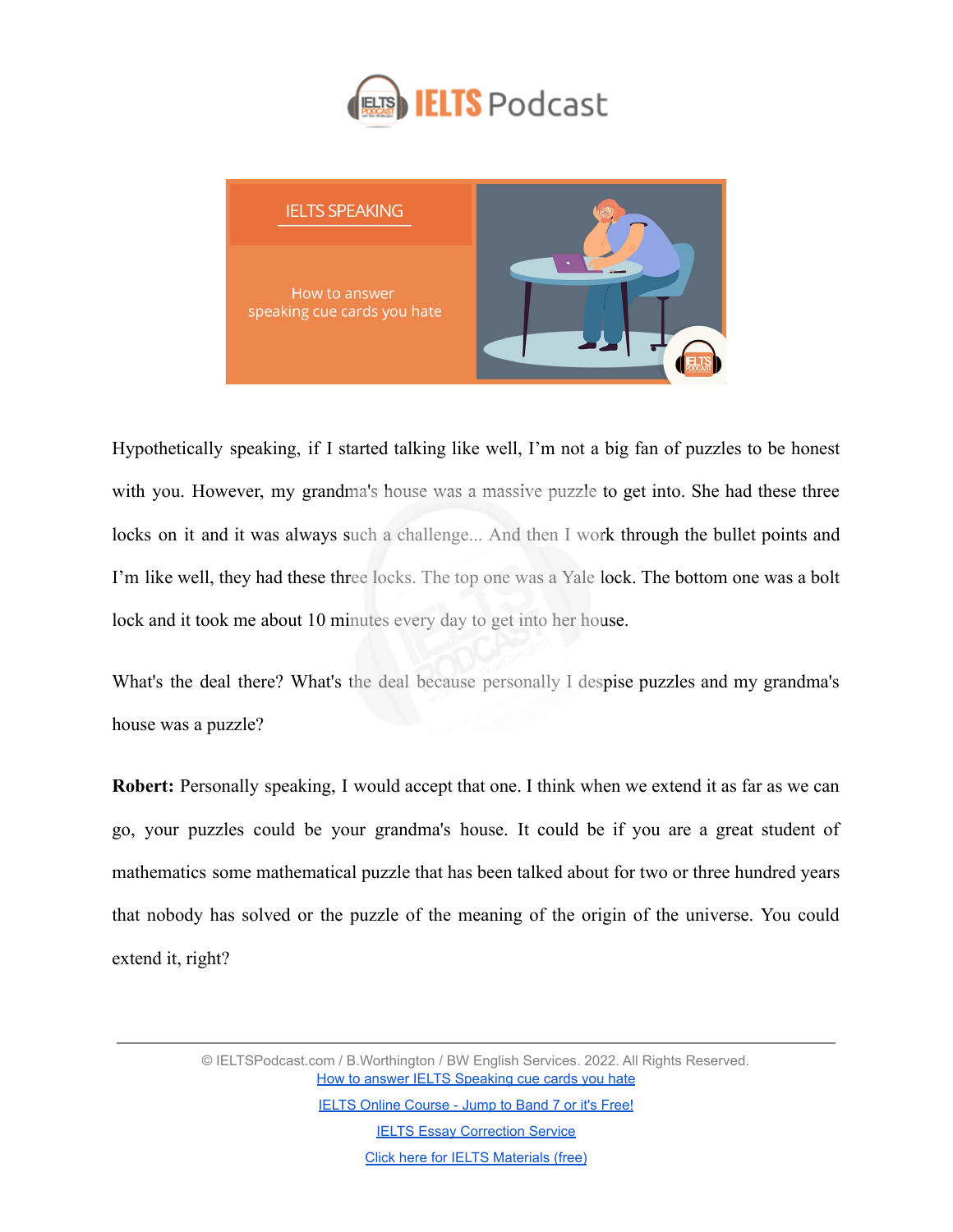Hypothetically speaking, if I started talking like well, I'm not a big fan of puzzles to be honest with you. However, my grandma's house was a massive puzzle to get into. She had these three locks on it and it was always such a challenge... And then I work through the bullet points and I'm like well, they had these three locks. The top one was a Yale lock. The bottom one was a bolt lock and it took me about 10 minutes every day to get into her house.

What's the deal there? What's the deal because personally I despise puzzles and my grandma's house was a puzzle?

**Robert:** Personally speaking, I would accept that one. I think when we extend it as far as we can go, your puzzles could be your grandma's house. It could be if you are a great student of mathematics some mathematical puzzle that has been talked about for two or three hundred years that nobody has solved or the puzzle of the meaning of the origin of the universe. You could extend it, right?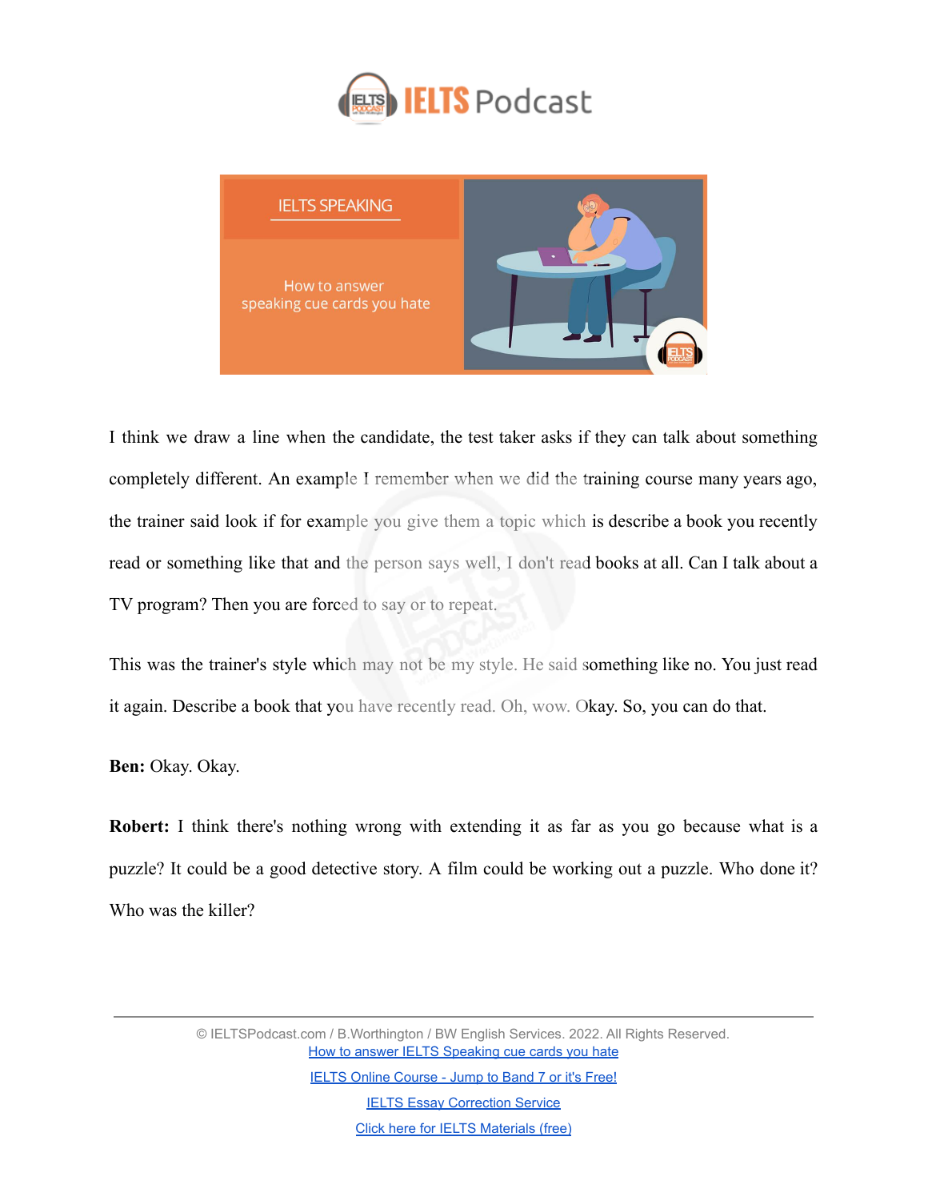I think we draw a line when the candidate, the test taker asks if they can talk about something completely different. An example I remember when we did the training course many years ago, the trainer said look if for example you give them a topic which is describe a book you recently read or something like that and the person says well, I don't read books at all. Can I talk about a TV program? Then you are forced to say or to repeat.

This was the trainer's style which may not be my style. He said something like no. You just read it again. Describe a book that you have recently read. Oh, wow. Okay. So, you can do that.

**Ben:** Okay. Okay.

**Robert:** I think there's nothing wrong with extending it as far as you go because what is a puzzle? It could be a good detective story. A film could be working out a puzzle. Who done it? Who was the killer?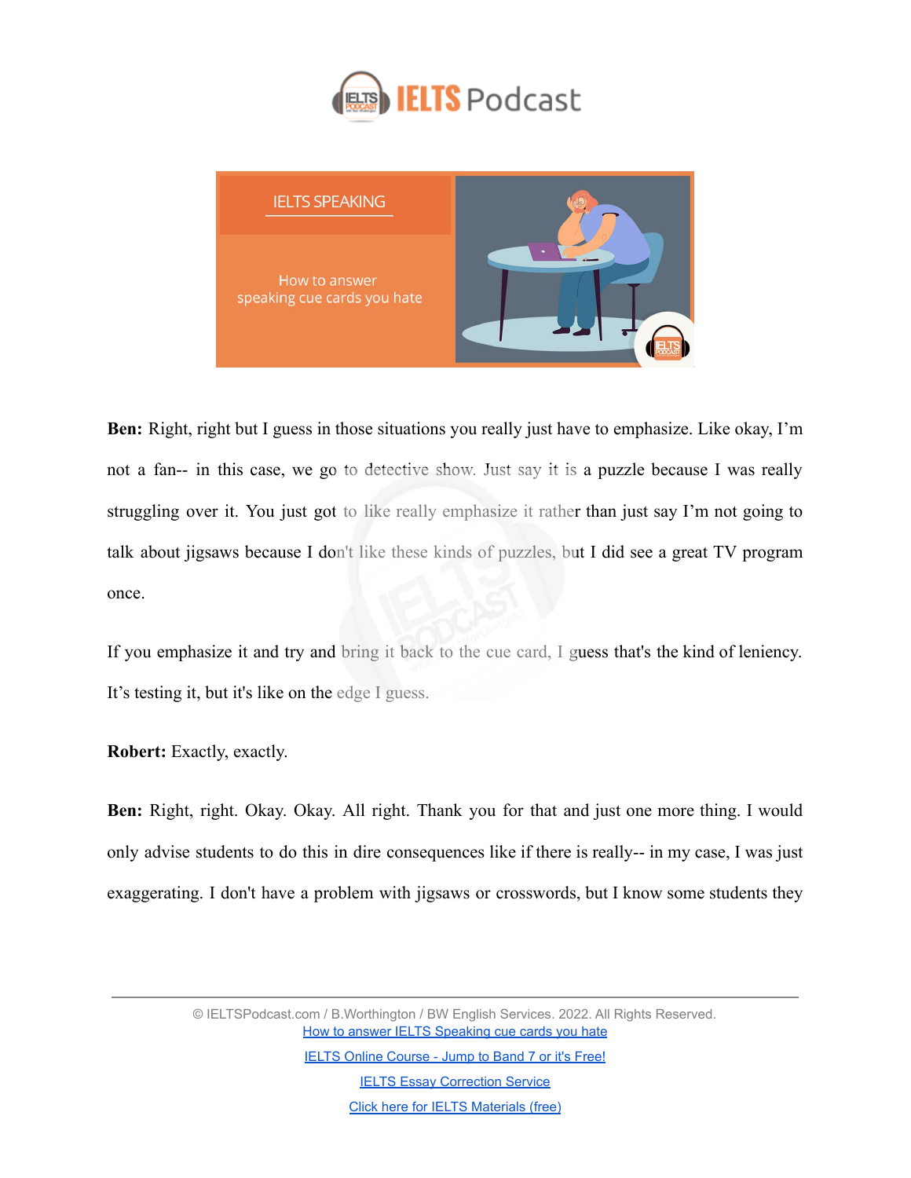**Ben:** Right, right but I guess in those situations you really just have to emphasize. Like okay, I'm not a fan-- in this case, we go to detective show. Just say it is a puzzle because I was really struggling over it. You just got to like really emphasize it rather than just say I'm not going to talk about jigsaws because I don't like these kinds of puzzles, but I did see a great TV program once.

If you emphasize it and try and bring it back to the cue card, I guess that's the kind of leniency. It's testing it, but it's like on the edge I guess.

**Robert:** Exactly, exactly.

**Ben:** Right, right. Okay. Okay. All right. Thank you for that and just one more thing. I would only advise students to do this in dire consequences like if there is really-- in my case, I was just exaggerating. I don't have a problem with jigsaws or crosswords, but I know some students they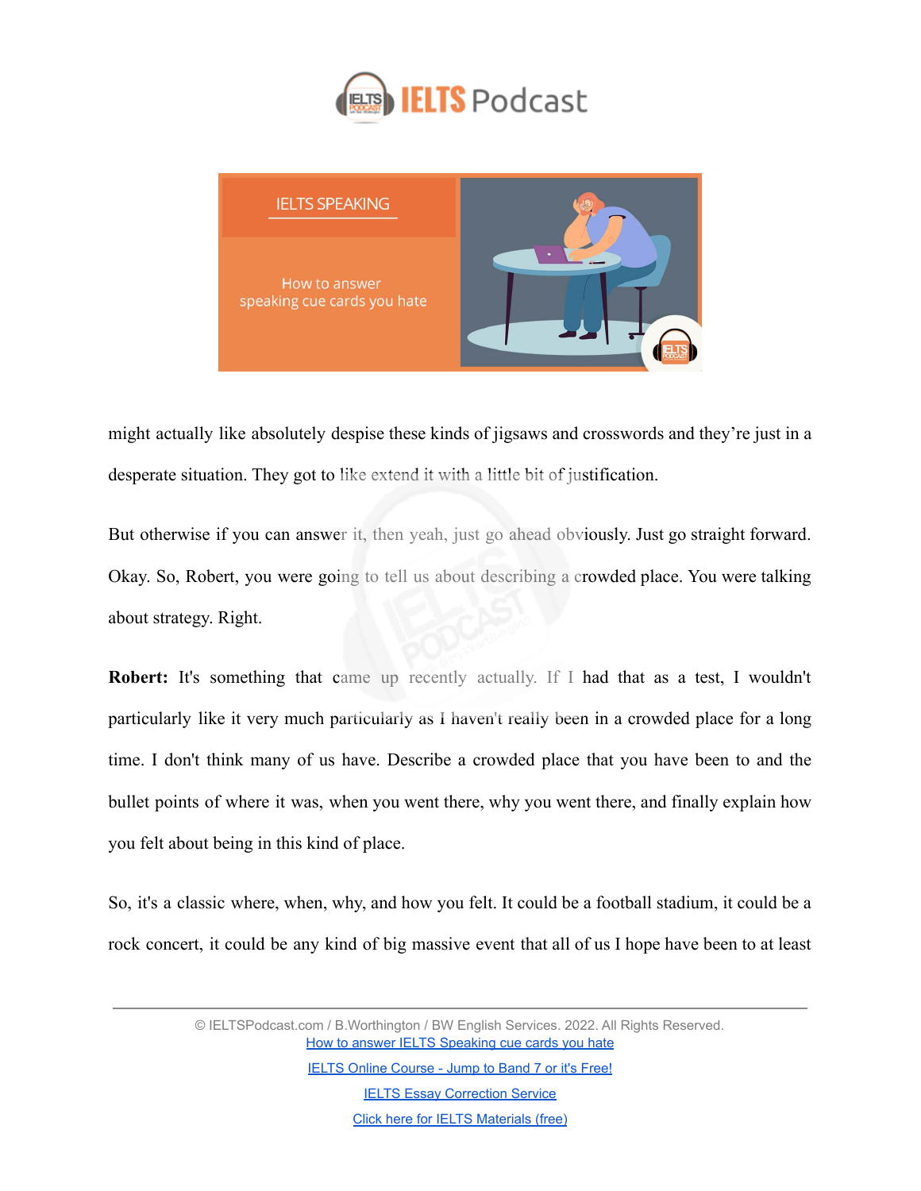might actually like absolutely despise these kinds of jigsaws and crosswords and they're just in a desperate situation. They got to like extend it with a little bit of justification.

But otherwise if you can answer it, then yeah, just go ahead obviously. Just go straight forward. Okay. So, Robert, you were going to tell us about describing a crowded place. You were talking about strategy. Right.

**Robert:** It's something that came up recently actually. If I had that as a test, I wouldn't particularly like it very much particularly as I haven't really been in a crowded place for a long time. I don't think many of us have. Describe a crowded place that you have been to and the bullet points of where it was, when you went there, why you went there, and finally explain how you felt about being in this kind of place.

So, it's a classic where, when, why, and how you felt. It could be a football stadium, it could be a rock concert, it could be any kind of big massive event that all of us I hope have been to at least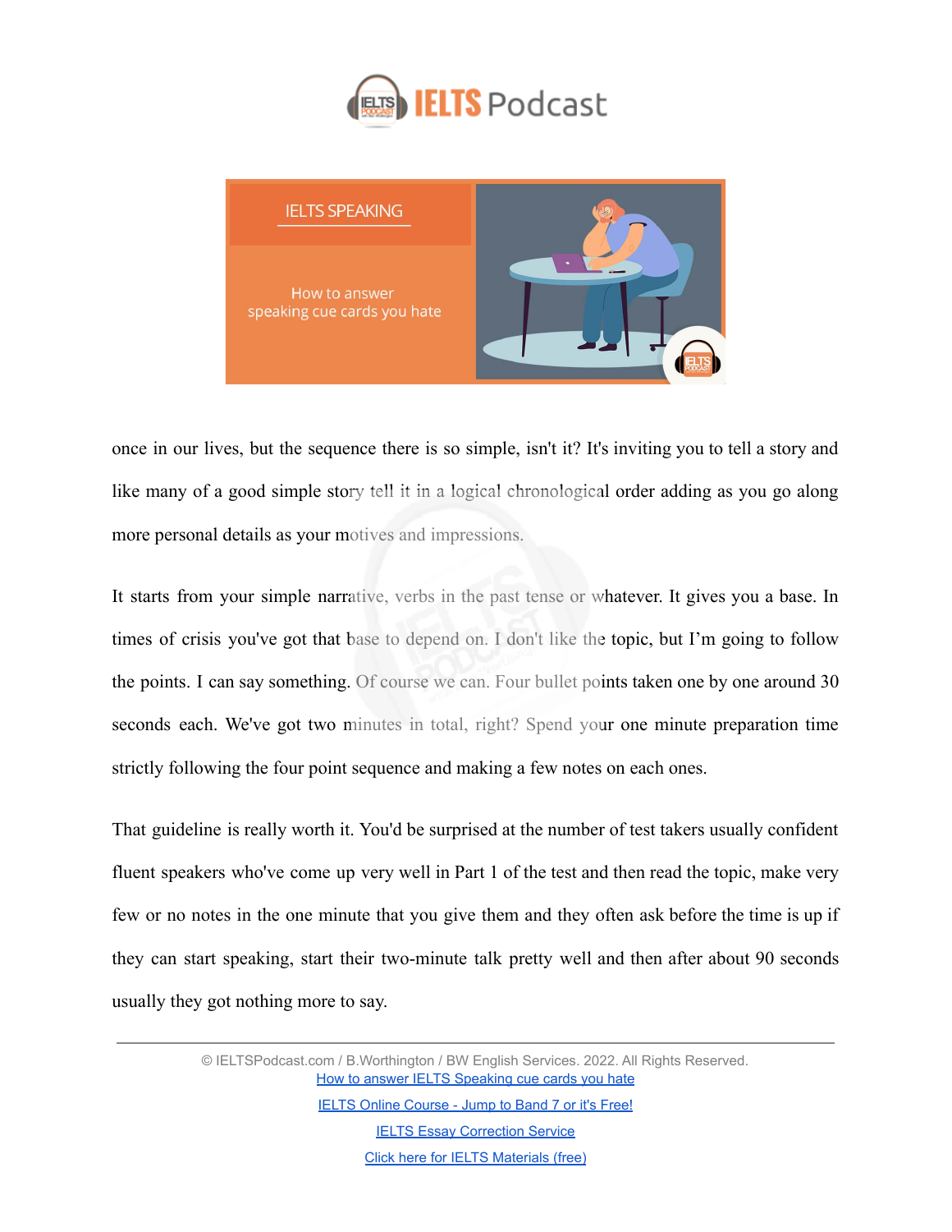once in our lives, but the sequence there is so simple, isn't it? It's inviting you to tell a story and like many of a good simple story tell it in a logical chronological order adding as you go along more personal details as your motives and impressions.

It starts from your simple narrative, verbs in the past tense or whatever. It gives you a base. In times of crisis you've got that base to depend on. I don't like the topic, but I'm going to follow the points. I can say something. Of course we can. Four bullet points taken one by one around 30 seconds each. We've got two minutes in total, right? Spend your one minute preparation time strictly following the four point sequence and making a few notes on each ones.

That guideline is really worth it. You'd be surprised at the number of test takers usually confident fluent speakers who've come up very well in Part 1 of the test and then read the topic, make very few or no notes in the one minute that you give them and they often ask before the time is up if they can start speaking, start their two-minute talk pretty well and then after about 90 seconds usually they got nothing more to say.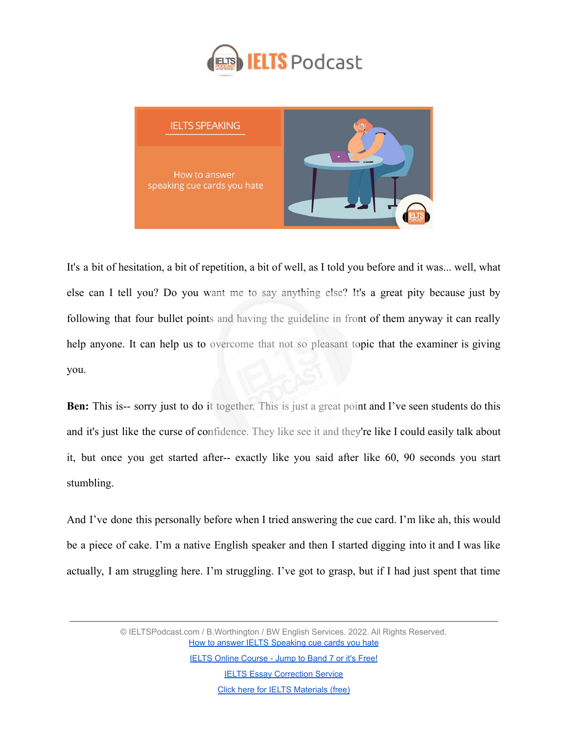It's a bit of hesitation, a bit of repetition, a bit of well, as I told you before and it was... well, what else can I tell you? Do you want me to say anything else? It's a great pity because just by following that four bullet points and having the guideline in front of them anyway it can really help anyone. It can help us to overcome that not so pleasant topic that the examiner is giving you.

**Ben:** This is-- sorry just to do it together. This is just a great point and I've seen students do this and it's just like the curse of confidence. They like see it and they're like I could easily talk about it, but once you get started after-- exactly like you said after like 60, 90 seconds you start stumbling.

And I've done this personally before when I tried answering the cue card. I'm like ah, this would be a piece of cake. I'm a native English speaker and then I started digging into it and I was like actually, I am struggling here. I'm struggling. I've got to grasp, but if I had just spent that time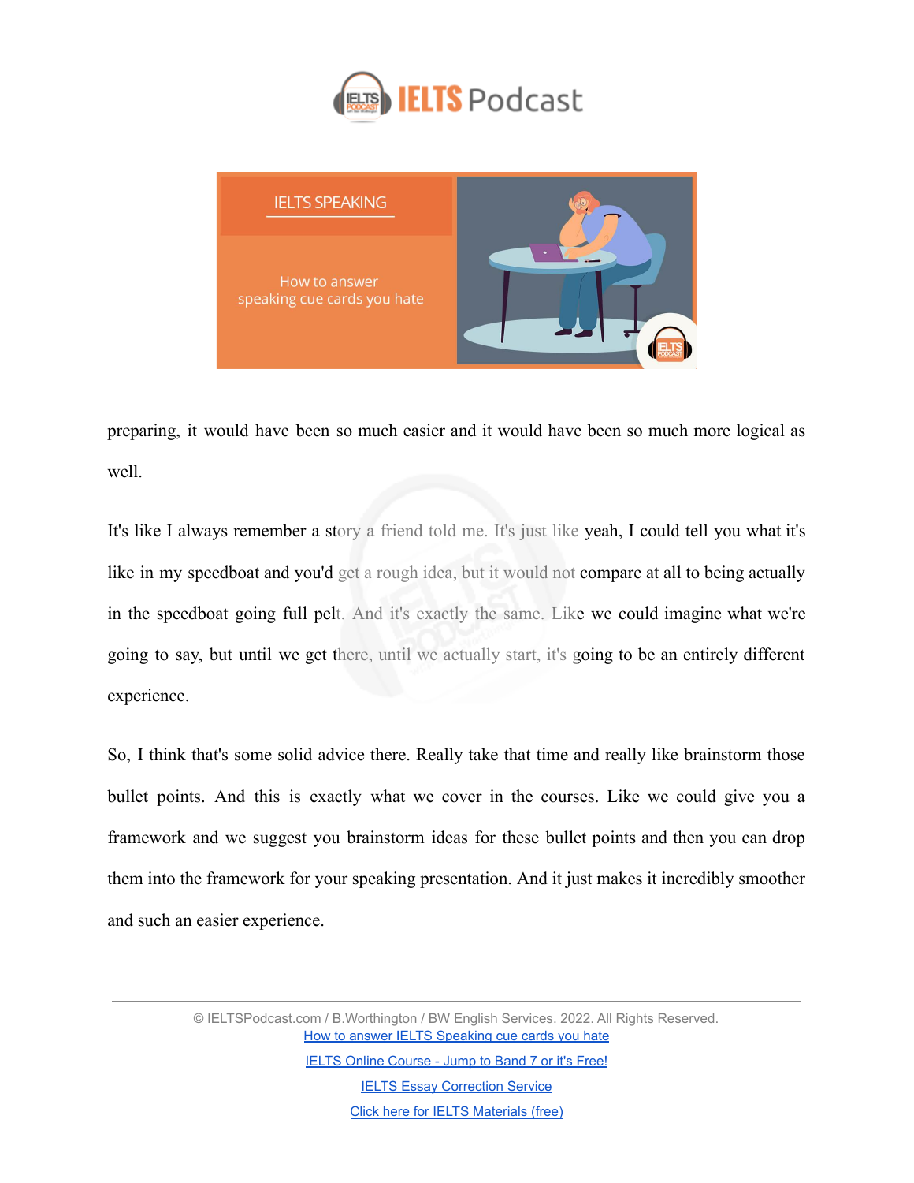preparing, it would have been so much easier and it would have been so much more logical as well.

It's like I always remember a story a friend told me. It's just like yeah, I could tell you what it's like in my speedboat and you'd get a rough idea, but it would not compare at all to being actually in the speedboat going full pelt. And it's exactly the same. Like we could imagine what we're going to say, but until we get there, until we actually start, it's going to be an entirely different experience.

So, I think that's some solid advice there. Really take that time and really like brainstorm those bullet points. And this is exactly what we cover in the courses. Like we could give you a framework and we suggest you brainstorm ideas for these bullet points and then you can drop them into the framework for your speaking presentation. And it just makes it incredibly smoother and such an easier experience.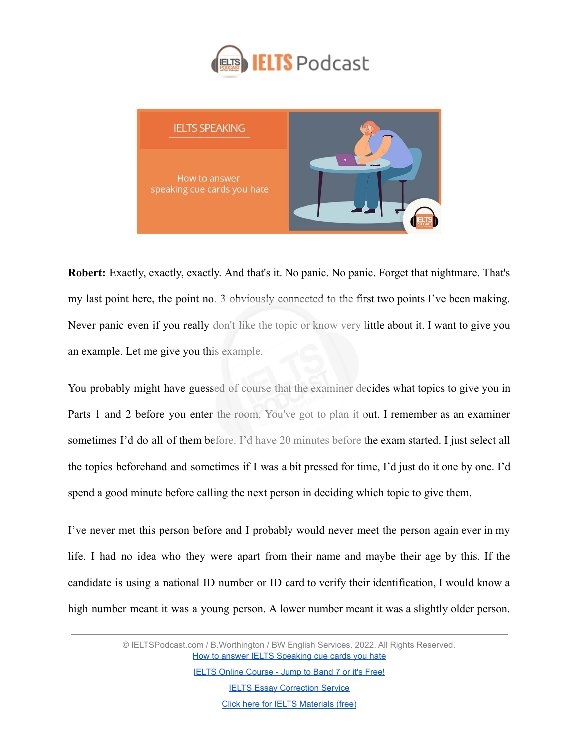**Robert:** Exactly, exactly, exactly. And that's it. No panic. No panic. Forget that nightmare. That's my last point here, the point no. 3 obviously connected to the first two points I've been making. Never panic even if you really don't like the topic or know very little about it. I want to give you an example. Let me give you this example.

You probably might have guessed of course that the examiner decides what topics to give you in Parts 1 and 2 before you enter the room. You've got to plan it out. I remember as an examiner sometimes I'd do all of them before. I'd have 20 minutes before the exam started. I just select all the topics beforehand and sometimes if I was a bit pressed for time, I'd just do it one by one. I'd spend a good minute before calling the next person in deciding which topic to give them.

I've never met this person before and I probably would never meet the person again ever in my life. I had no idea who they were apart from their name and maybe their age by this. If the candidate is using a national ID number or ID card to verify their identification, I would know a high number meant it was a young person. A lower number meant it was a slightly older person.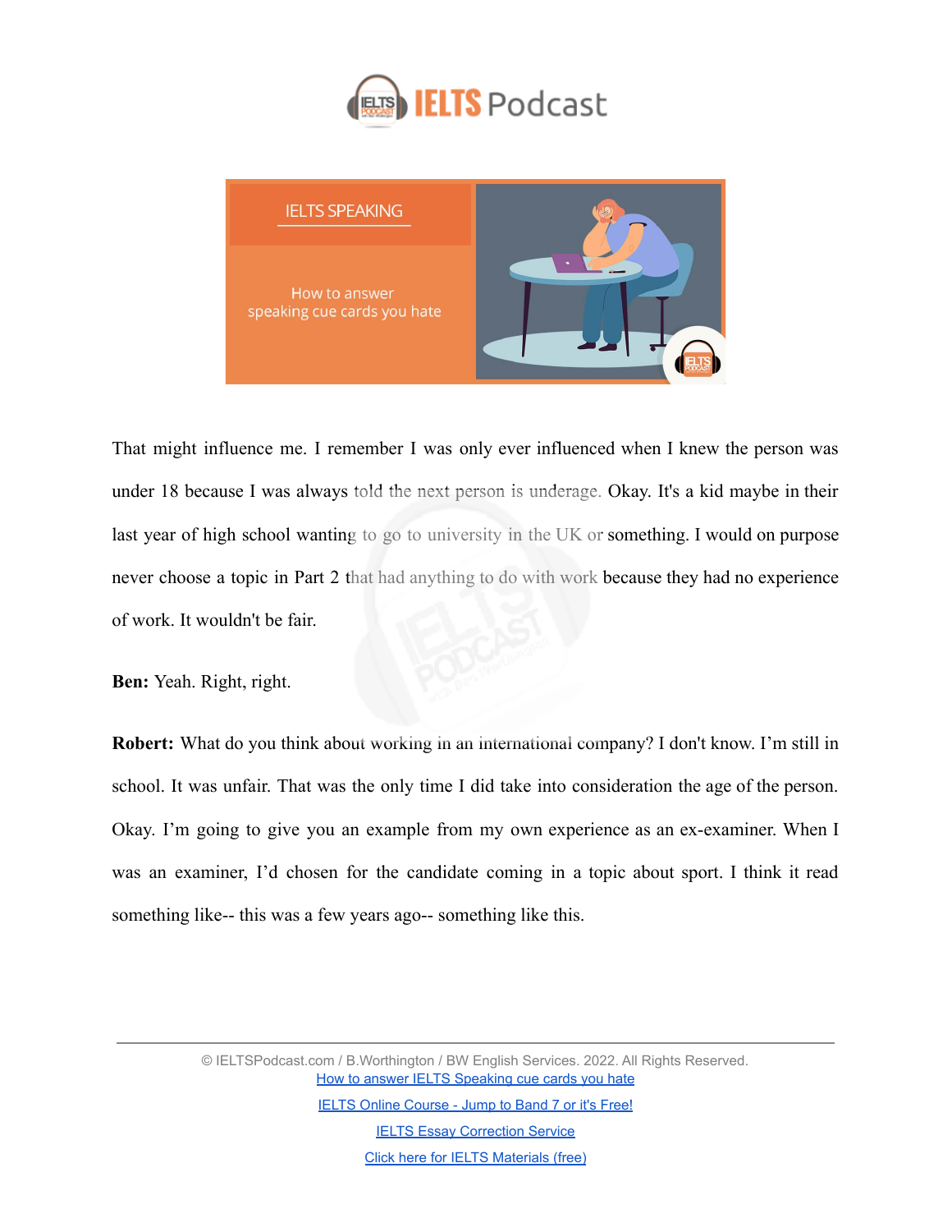That might influence me. I remember I was only ever influenced when I knew the person was under 18 because I was always told the next person is underage. Okay. It's a kid maybe in their last year of high school wanting to go to university in the UK or something. I would on purpose never choose a topic in Part 2 that had anything to do with work because they had no experience of work. It wouldn't be fair.

**Ben:** Yeah. Right, right.

**Robert:** What do you think about working in an international company? I don't know. I'm still in school. It was unfair. That was the only time I did take into consideration the age of the person. Okay. I'm going to give you an example from my own experience as an ex-examiner. When I was an examiner, I'd chosen for the candidate coming in a topic about sport. I think it read something like-- this was a few years ago-- something like this.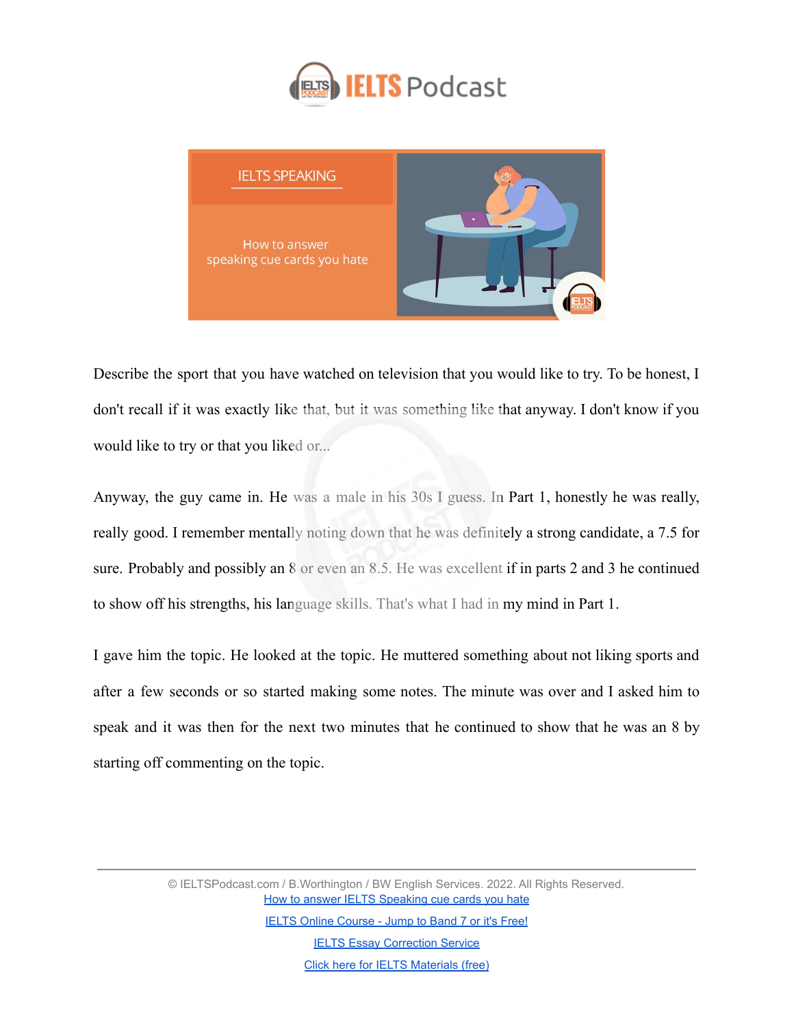Describe the sport that you have watched on television that you would like to try. To be honest, I don't recall if it was exactly like that, but it was something like that anyway. I don't know if you would like to try or that you liked or...

Anyway, the guy came in. He was a male in his 30s I guess. In Part 1, honestly he was really, really good. I remember mentally noting down that he was definitely a strong candidate, a 7.5 for sure. Probably and possibly an 8 or even an 8.5. He was excellent if in parts 2 and 3 he continued to show off his strengths, his language skills. That's what I had in my mind in Part 1.

I gave him the topic. He looked at the topic. He muttered something about not liking sports and after a few seconds or so started making some notes. The minute was over and I asked him to speak and it was then for the next two minutes that he continued to show that he was an 8 by starting off commenting on the topic.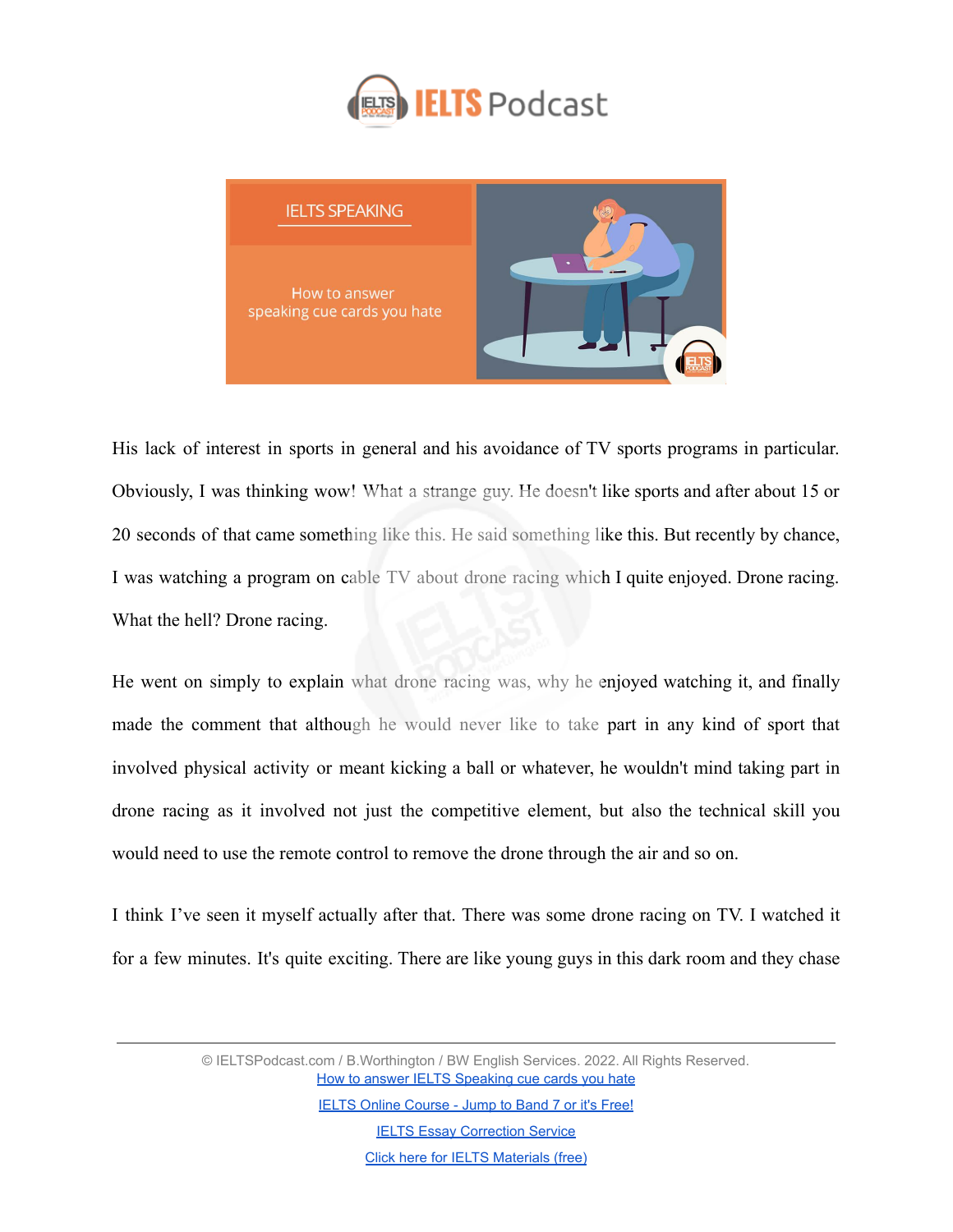His lack of interest in sports in general and his avoidance of TV sports programs in particular. Obviously, I was thinking wow! What a strange guy. He doesn't like sports and after about 15 or 20 seconds of that came something like this. He said something like this. But recently by chance, I was watching a program on cable TV about drone racing which I quite enjoyed. Drone racing. What the hell? Drone racing.

He went on simply to explain what drone racing was, why he enjoyed watching it, and finally made the comment that although he would never like to take part in any kind of sport that involved physical activity or meant kicking a ball or whatever, he wouldn't mind taking part in drone racing as it involved not just the competitive element, but also the technical skill you would need to use the remote control to remove the drone through the air and so on.

I think I've seen it myself actually after that. There was some drone racing on TV. I watched it for a few minutes. It's quite exciting. There are like young guys in this dark room and they chase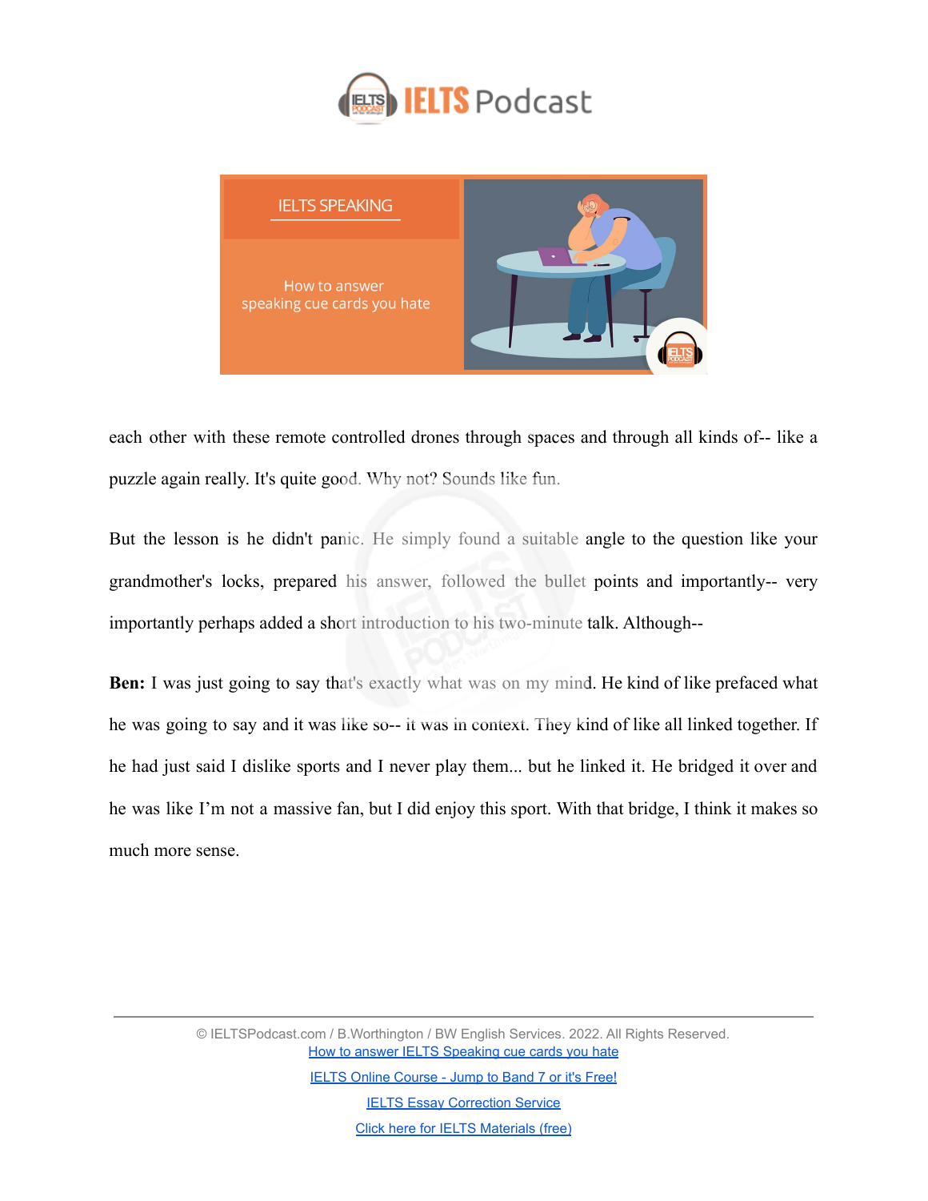each other with these remote controlled drones through spaces and through all kinds of-- like a puzzle again really. It's quite good. Why not? Sounds like fun.

But the lesson is he didn't panic. He simply found a suitable angle to the question like your grandmother's locks, prepared his answer, followed the bullet points and importantly-- very importantly perhaps added a short introduction to his two-minute talk. Although--

**Ben:** I was just going to say that's exactly what was on my mind. He kind of like prefaced what he was going to say and it was like so-- it was in context. They kind of like all linked together. If he had just said I dislike sports and I never play them... but he linked it. He bridged it over and he was like I'm not a massive fan, but I did enjoy this sport. With that bridge, I think it makes so much more sense.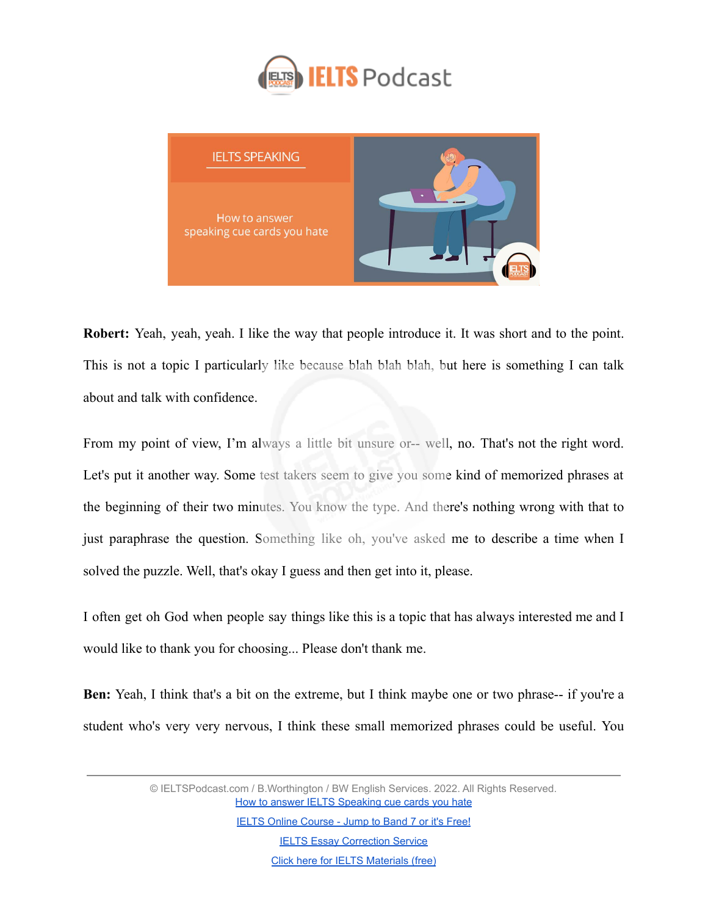**Robert:** Yeah, yeah, yeah. I like the way that people introduce it. It was short and to the point. This is not a topic I particularly like because blah blah blah, but here is something I can talk about and talk with confidence.

From my point of view, I'm always a little bit unsure or-- well, no. That's not the right word. Let's put it another way. Some test takers seem to give you some kind of memorized phrases at the beginning of their two minutes. You know the type. And there's nothing wrong with that to just paraphrase the question. Something like oh, you've asked me to describe a time when I solved the puzzle. Well, that's okay I guess and then get into it, please.

I often get oh God when people say things like this is a topic that has always interested me and I would like to thank you for choosing... Please don't thank me.

**Ben:** Yeah, I think that's a bit on the extreme, but I think maybe one or two phrase-- if you're a student who's very very nervous, I think these small memorized phrases could be useful. You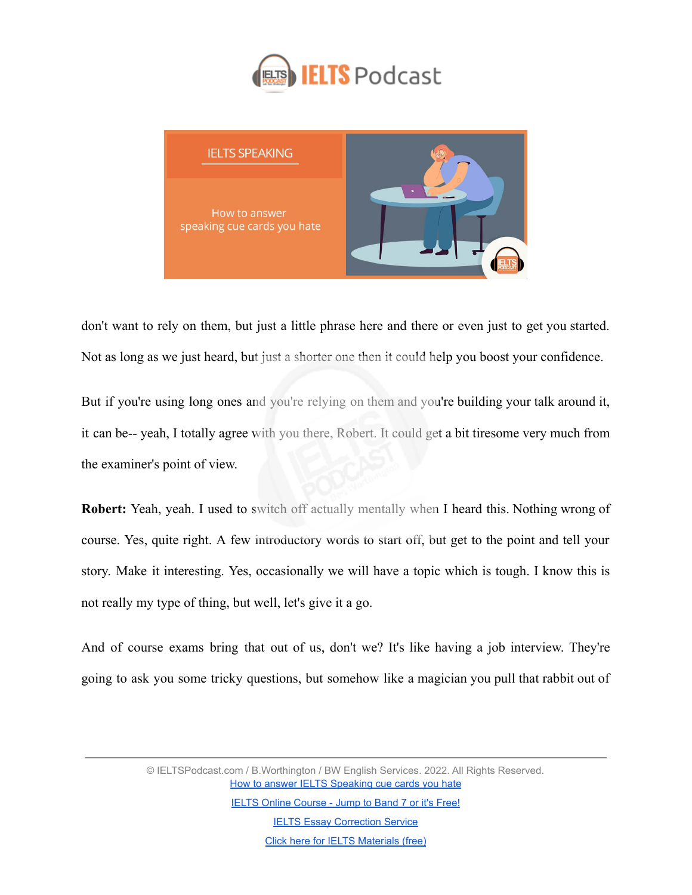don't want to rely on them, but just a little phrase here and there or even just to get you started. Not as long as we just heard, but just a shorter one then it could help you boost your confidence.

But if you're using long ones and you're relying on them and you're building your talk around it, it can be-- yeah, I totally agree with you there, Robert. It could get a bit tiresome very much from the examiner's point of view.

**Robert:** Yeah, yeah. I used to switch off actually mentally when I heard this. Nothing wrong of course. Yes, quite right. A few introductory words to start off, but get to the point and tell your story. Make it interesting. Yes, occasionally we will have a topic which is tough. I know this is not really my type of thing, but well, let's give it a go.

And of course exams bring that out of us, don't we? It's like having a job interview. They're going to ask you some tricky questions, but somehow like a magician you pull that rabbit out of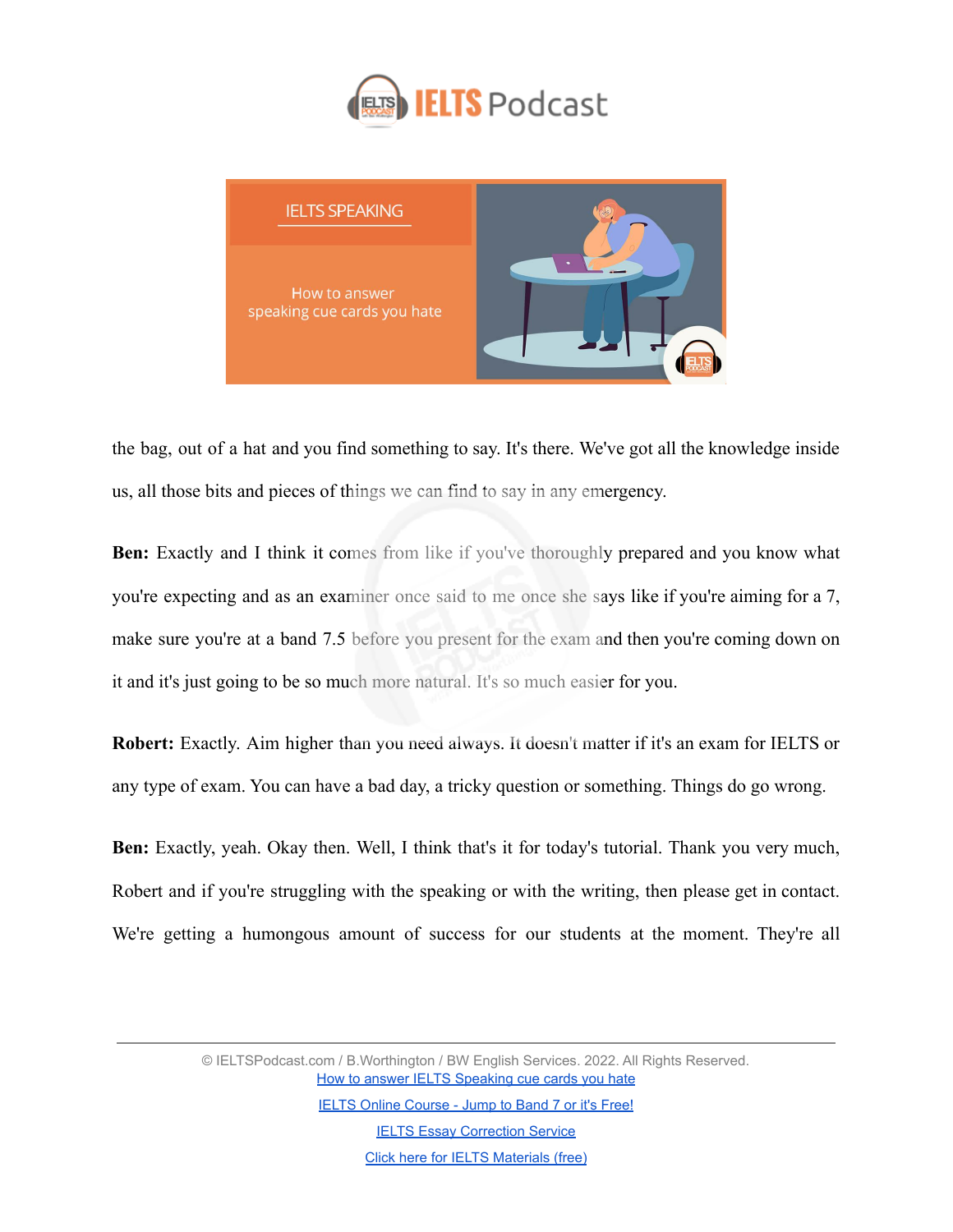the bag, out of a hat and you find something to say. It's there. We've got all the knowledge inside us, all those bits and pieces of things we can find to say in any emergency.

**Ben:** Exactly and I think it comes from like if you've thoroughly prepared and you know what you're expecting and as an examiner once said to me once she says like if you're aiming for a 7, make sure you're at a band 7.5 before you present for the exam and then you're coming down on it and it's just going to be so much more natural. It's so much easier for you.

**Robert:** Exactly. Aim higher than you need always. It doesn't matter if it's an exam for IELTS or any type of exam. You can have a bad day, a tricky question or something. Things do go wrong.

**Ben:** Exactly, yeah. Okay then. Well, I think that's it for today's tutorial. Thank you very much, Robert and if you're struggling with the speaking or with the writing, then please get in contact. We're getting a humongous amount of success for our students at the moment. They're all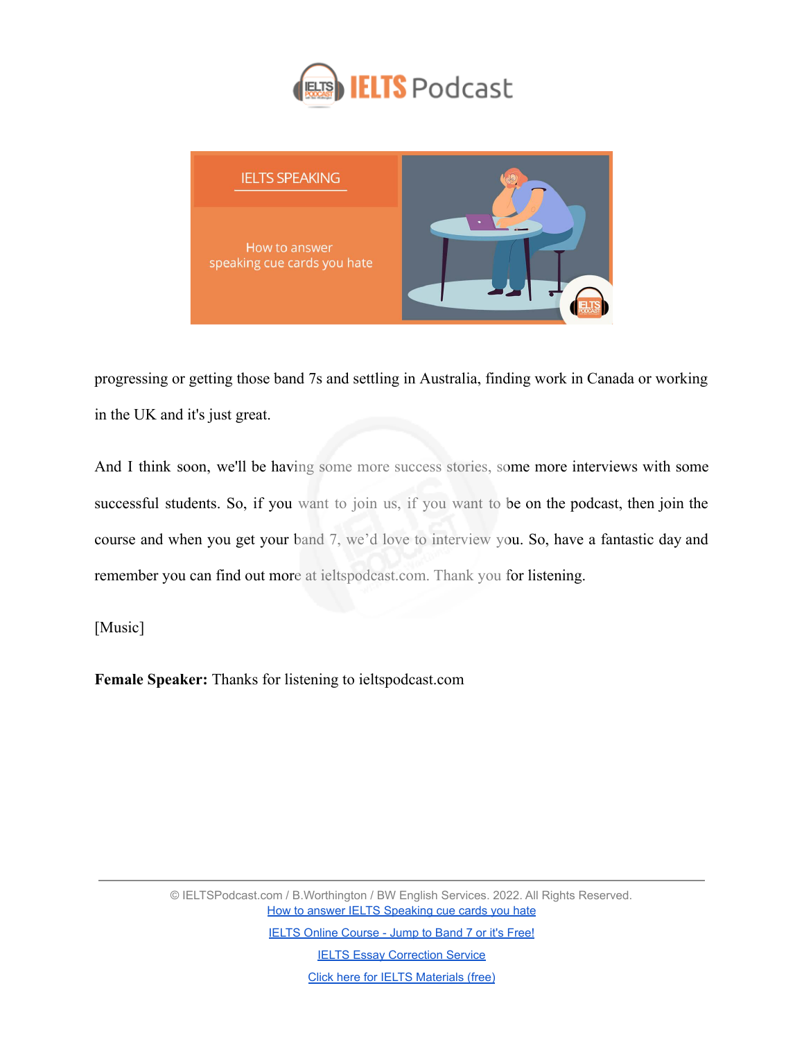progressing or getting those band 7s and settling in Australia, finding work in Canada or working in the UK and it's just great.

And I think soon, we'll be having some more success stories, some more interviews with some successful students. So, if you want to join us, if you want to be on the podcast, then join the course and when you get your band 7, we'd love to interview you. So, have a fantastic day and remember you can find out more at ieltspodcast.com. Thank you for listening.

[Music]

**Female Speaker:** Thanks for listening to ieltspodcast.com